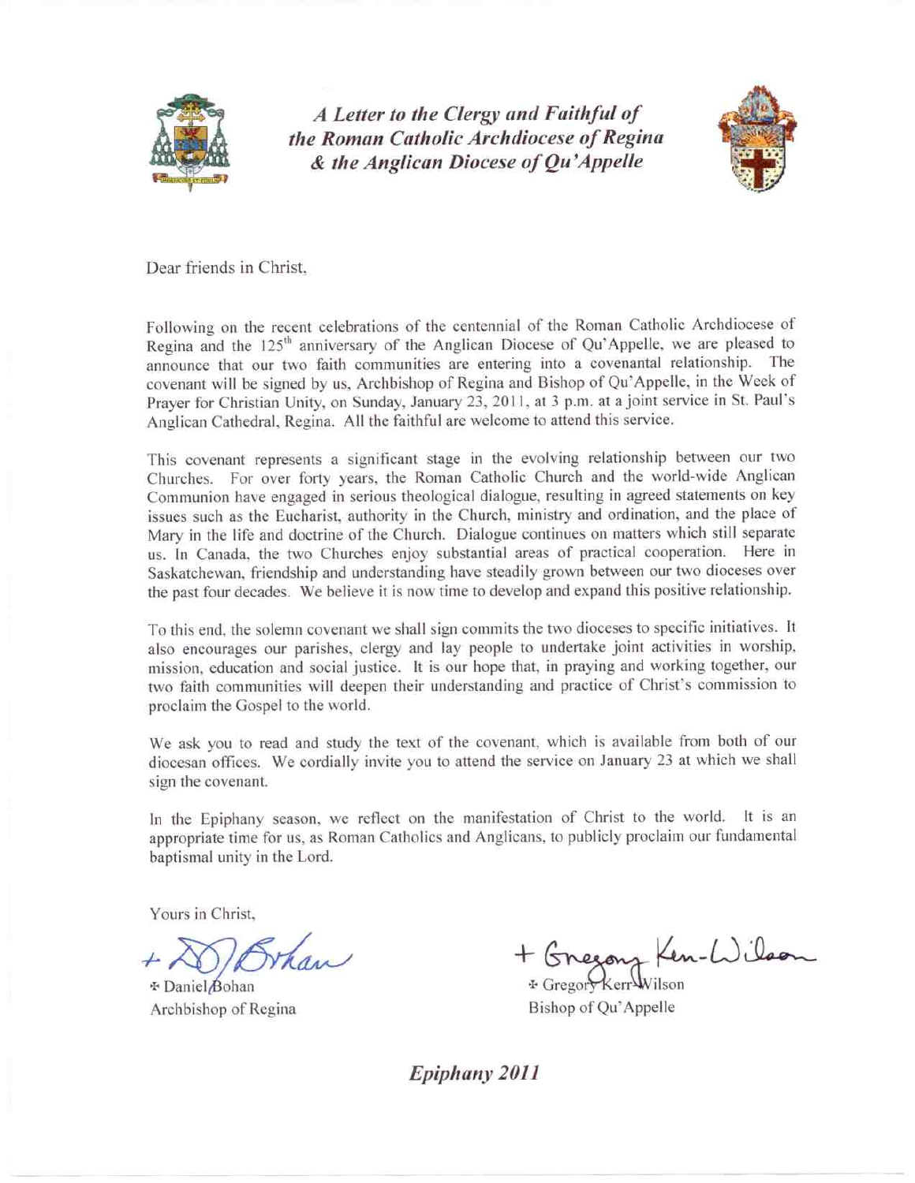# *A Letter to the Clergy and Faithful of the Roman Catholic Archdiocese of Regina & the Anglican Diocese of Qu'Appelle*

Dear friends in Christ,

Following on the recent celebrations of the centennial of the Roman Catholic Archdiocese of Regina and the 125th anniversary of the Anglican Diocese of Qu'Appelle, we are pleased to announce that our two faith communities are entering into a covenantal relationship. The covenant will be signed by us, Archbishop of Regina and Bishop of Qu'Appelle, in the Week of Prayer for Christian Unity, on Sunday, January 23, 2011, at 3 p.m. at a joint service in St. Paul's Anglican Cathedral, Regina. All the faithful are welcome to attend this service.

This covenant represents a significant stage in the evolving relationship between our two Churches. For over forty years, the Roman Catholic Church and the world-wide Anglican Communion have engaged in serious theological dialogue, resulting in agreed statements on key issues such as the Eucharist, authority in the Church, ministry and ordination, and the place of Mary in the life and doctrine of the Church. Dialogue continues on matters which still separate us. In Canada, the two Churches enjoy substantial areas of practical cooperation. Here in Saskatchewan, friendship and understanding have steadily grown between our two dioceses over the past four decades. We believe it is now time to develop and expand this positive relationship.

To this end, the solemn covenant we shall sign commits the two dioceses to specific initiatives. It also encourages our parishes, clergy and lay people to undertake joint activities in worship, mission, education and social justice. It is our hope that, in praying and working together, our two faith communities will deepen their understanding and practice of Christ's commission to proclaim the Gospel to the world.

We ask you to read and study the text of the covenant, which is available from both of our diocesan offices. We cordially invite you to attend the service on January 23 at which we shall sign the covenant.

In the Epiphany season, we reflect on the manifestation of Christ to the world. It is an appropriate time for us, as Roman Catholics and Anglicans, to publicly proclaim our fundamental baptismal unity in the Lord.

Yours in Christ,

+ Daniel Bohan
Archbishop of Regina

+ Gregory Kerr-Wilson
Bishop of Qu'Appelle

***Epiphany 2011***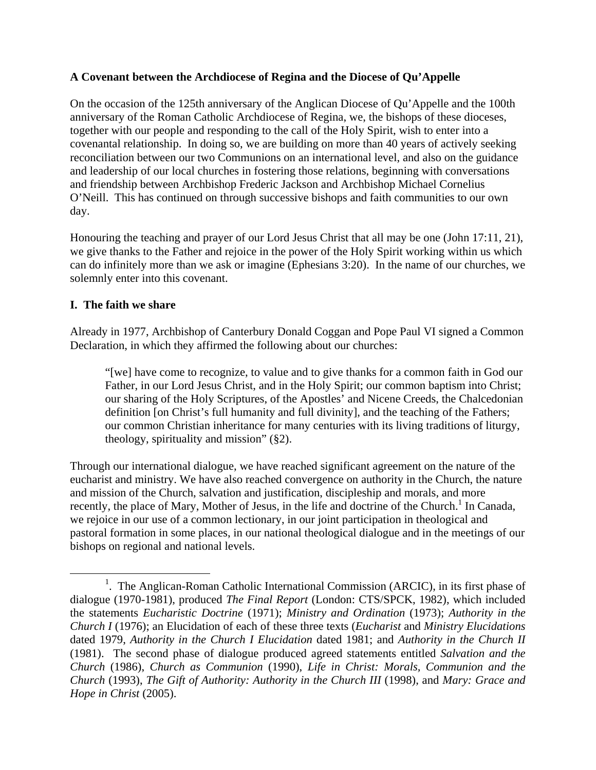**A Covenant between the Archdiocese of Regina and the Diocese of Qu'Appelle**

On the occasion of the 125th anniversary of the Anglican Diocese of Qu'Appelle and the 100th anniversary of the Roman Catholic Archdiocese of Regina, we, the bishops of these dioceses, together with our people and responding to the call of the Holy Spirit, wish to enter into a covenantal relationship. In doing so, we are building on more than 40 years of actively seeking reconciliation between our two Communions on an international level, and also on the guidance and leadership of our local churches in fostering those relations, beginning with conversations and friendship between Archbishop Frederic Jackson and Archbishop Michael Cornelius O'Neill. This has continued on through successive bishops and faith communities to our own day.

Honouring the teaching and prayer of our Lord Jesus Christ that all may be one (John 17:11, 21), we give thanks to the Father and rejoice in the power of the Holy Spirit working within us which can do infinitely more than we ask or imagine (Ephesians 3:20). In the name of our churches, we solemnly enter into this covenant.

**I. The faith we share**

Already in 1977, Archbishop of Canterbury Donald Coggan and Pope Paul VI signed a Common Declaration, in which they affirmed the following about our churches:

> "[we] have come to recognize, to value and to give thanks for a common faith in God our Father, in our Lord Jesus Christ, and in the Holy Spirit; our common baptism into Christ; our sharing of the Holy Scriptures, of the Apostles' and Nicene Creeds, the Chalcedonian definition [on Christ's full humanity and full divinity], and the teaching of the Fathers; our common Christian inheritance for many centuries with its living traditions of liturgy, theology, spirituality and mission" (§2).

Through our international dialogue, we have reached significant agreement on the nature of the eucharist and ministry. We have also reached convergence on authority in the Church, the nature and mission of the Church, salvation and justification, discipleship and morals, and more recently, the place of Mary, Mother of Jesus, in the life and doctrine of the Church.[1] In Canada, we rejoice in our use of a common lectionary, in our joint participation in theological and pastoral formation in some places, in our national theological dialogue and in the meetings of our bishops on regional and national levels.

---

[1]. The Anglican-Roman Catholic International Commission (ARCIC), in its first phase of dialogue (1970-1981), produced *The Final Report* (London: CTS/SPCK, 1982), which included the statements *Eucharistic Doctrine* (1971); *Ministry and Ordination* (1973); *Authority in the Church I* (1976); an Elucidation of each of these three texts (*Eucharist* and *Ministry Elucidations* dated 1979, *Authority in the Church I Elucidation* dated 1981; and *Authority in the Church II* (1981). The second phase of dialogue produced agreed statements entitled *Salvation and the Church* (1986), *Church as Communion* (1990), *Life in Christ: Morals, Communion and the Church* (1993), *The Gift of Authority: Authority in the Church III* (1998), and *Mary: Grace and Hope in Christ* (2005).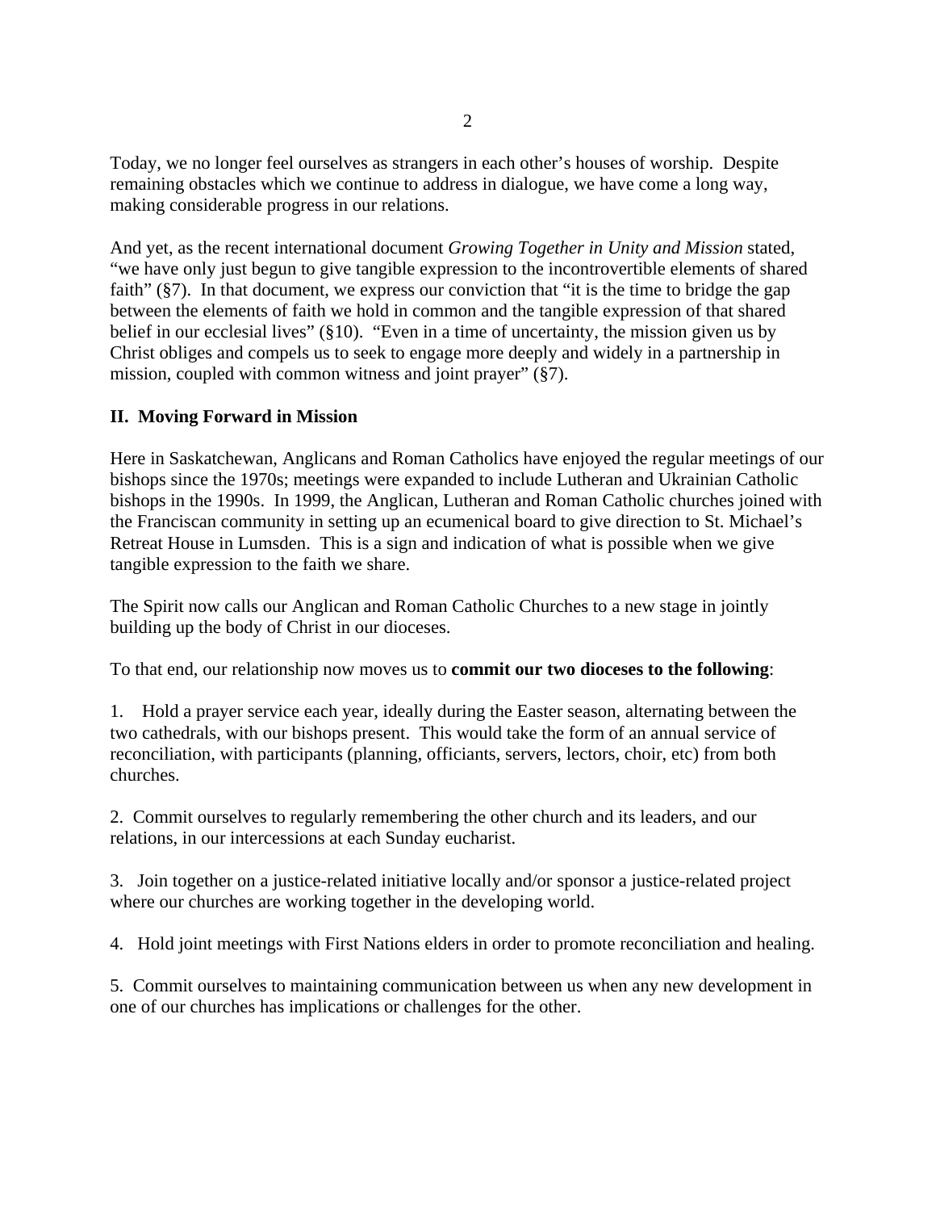Today, we no longer feel ourselves as strangers in each other's houses of worship. Despite remaining obstacles which we continue to address in dialogue, we have come a long way, making considerable progress in our relations.

And yet, as the recent international document *Growing Together in Unity and Mission* stated, "we have only just begun to give tangible expression to the incontrovertible elements of shared faith" (§7). In that document, we express our conviction that "it is the time to bridge the gap between the elements of faith we hold in common and the tangible expression of that shared belief in our ecclesial lives" (§10). "Even in a time of uncertainty, the mission given us by Christ obliges and compels us to seek to engage more deeply and widely in a partnership in mission, coupled with common witness and joint prayer" (§7).

## II. Moving Forward in Mission

Here in Saskatchewan, Anglicans and Roman Catholics have enjoyed the regular meetings of our bishops since the 1970s; meetings were expanded to include Lutheran and Ukrainian Catholic bishops in the 1990s. In 1999, the Anglican, Lutheran and Roman Catholic churches joined with the Franciscan community in setting up an ecumenical board to give direction to St. Michael's Retreat House in Lumsden. This is a sign and indication of what is possible when we give tangible expression to the faith we share.

The Spirit now calls our Anglican and Roman Catholic Churches to a new stage in jointly building up the body of Christ in our dioceses.

To that end, our relationship now moves us to **commit our two dioceses to the following**:

1. Hold a prayer service each year, ideally during the Easter season, alternating between the two cathedrals, with our bishops present. This would take the form of an annual service of reconciliation, with participants (planning, officiants, servers, lectors, choir, etc) from both churches.

2. Commit ourselves to regularly remembering the other church and its leaders, and our relations, in our intercessions at each Sunday eucharist.

3. Join together on a justice-related initiative locally and/or sponsor a justice-related project where our churches are working together in the developing world.

4. Hold joint meetings with First Nations elders in order to promote reconciliation and healing.

5. Commit ourselves to maintaining communication between us when any new development in one of our churches has implications or challenges for the other.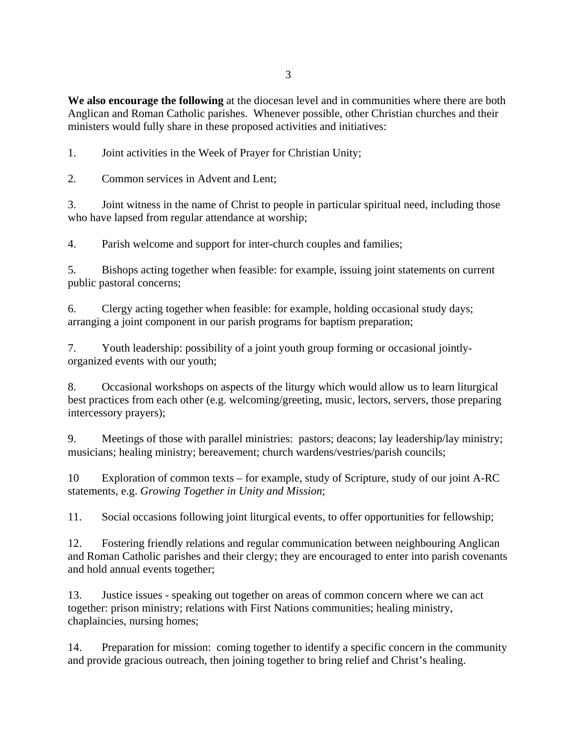**We also encourage the following** at the diocesan level and in communities where there are both Anglican and Roman Catholic parishes. Whenever possible, other Christian churches and their ministers would fully share in these proposed activities and initiatives:

1. Joint activities in the Week of Prayer for Christian Unity;

2. Common services in Advent and Lent;

3. Joint witness in the name of Christ to people in particular spiritual need, including those who have lapsed from regular attendance at worship;

4. Parish welcome and support for inter-church couples and families;

5. Bishops acting together when feasible: for example, issuing joint statements on current public pastoral concerns;

6. Clergy acting together when feasible: for example, holding occasional study days; arranging a joint component in our parish programs for baptism preparation;

7. Youth leadership: possibility of a joint youth group forming or occasional jointly-organized events with our youth;

8. Occasional workshops on aspects of the liturgy which would allow us to learn liturgical best practices from each other (e.g. welcoming/greeting, music, lectors, servers, those preparing intercessory prayers);

9. Meetings of those with parallel ministries: pastors; deacons; lay leadership/lay ministry; musicians; healing ministry; bereavement; church wardens/vestries/parish councils;

10 Exploration of common texts – for example, study of Scripture, study of our joint A-RC statements, e.g. *Growing Together in Unity and Mission*;

11. Social occasions following joint liturgical events, to offer opportunities for fellowship;

12. Fostering friendly relations and regular communication between neighbouring Anglican and Roman Catholic parishes and their clergy; they are encouraged to enter into parish covenants and hold annual events together;

13. Justice issues - speaking out together on areas of common concern where we can act together: prison ministry; relations with First Nations communities; healing ministry, chaplaincies, nursing homes;

14. Preparation for mission: coming together to identify a specific concern in the community and provide gracious outreach, then joining together to bring relief and Christ's healing.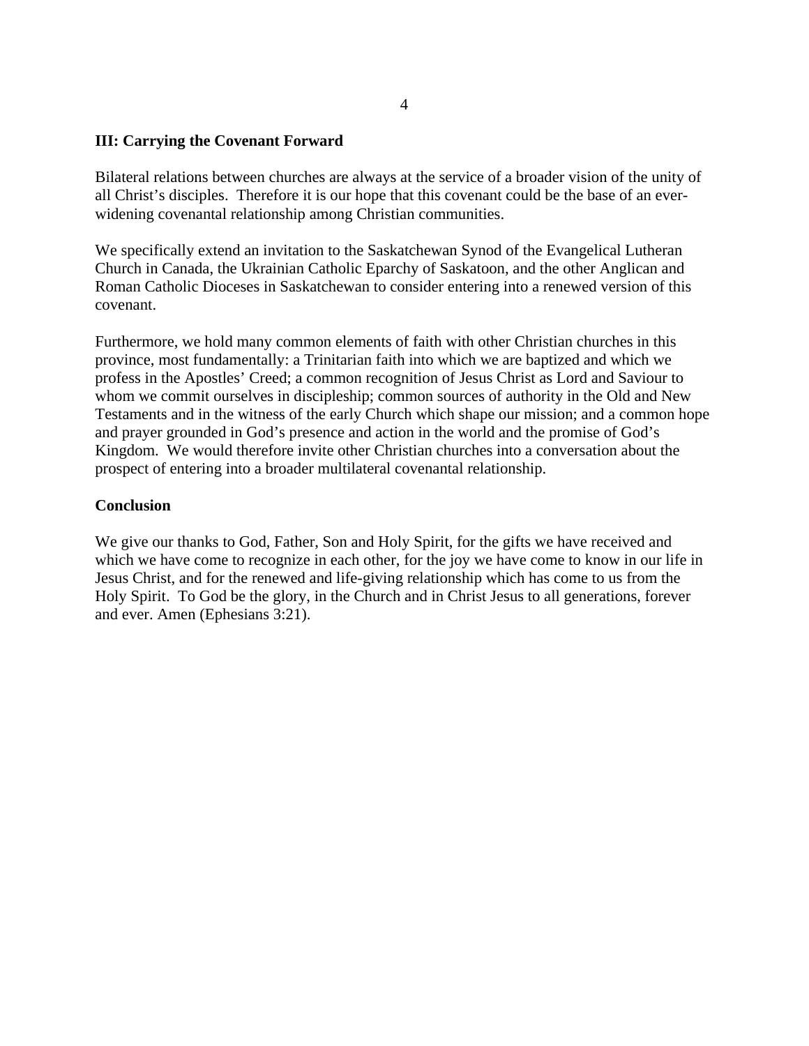## III: Carrying the Covenant Forward

Bilateral relations between churches are always at the service of a broader vision of the unity of all Christ's disciples. Therefore it is our hope that this covenant could be the base of an ever-widening covenantal relationship among Christian communities.

We specifically extend an invitation to the Saskatchewan Synod of the Evangelical Lutheran Church in Canada, the Ukrainian Catholic Eparchy of Saskatoon, and the other Anglican and Roman Catholic Dioceses in Saskatchewan to consider entering into a renewed version of this covenant.

Furthermore, we hold many common elements of faith with other Christian churches in this province, most fundamentally: a Trinitarian faith into which we are baptized and which we profess in the Apostles' Creed; a common recognition of Jesus Christ as Lord and Saviour to whom we commit ourselves in discipleship; common sources of authority in the Old and New Testaments and in the witness of the early Church which shape our mission; and a common hope and prayer grounded in God's presence and action in the world and the promise of God's Kingdom. We would therefore invite other Christian churches into a conversation about the prospect of entering into a broader multilateral covenantal relationship.

## Conclusion

We give our thanks to God, Father, Son and Holy Spirit, for the gifts we have received and which we have come to recognize in each other, for the joy we have come to know in our life in Jesus Christ, and for the renewed and life-giving relationship which has come to us from the Holy Spirit. To God be the glory, in the Church and in Christ Jesus to all generations, forever and ever. Amen (Ephesians 3:21).